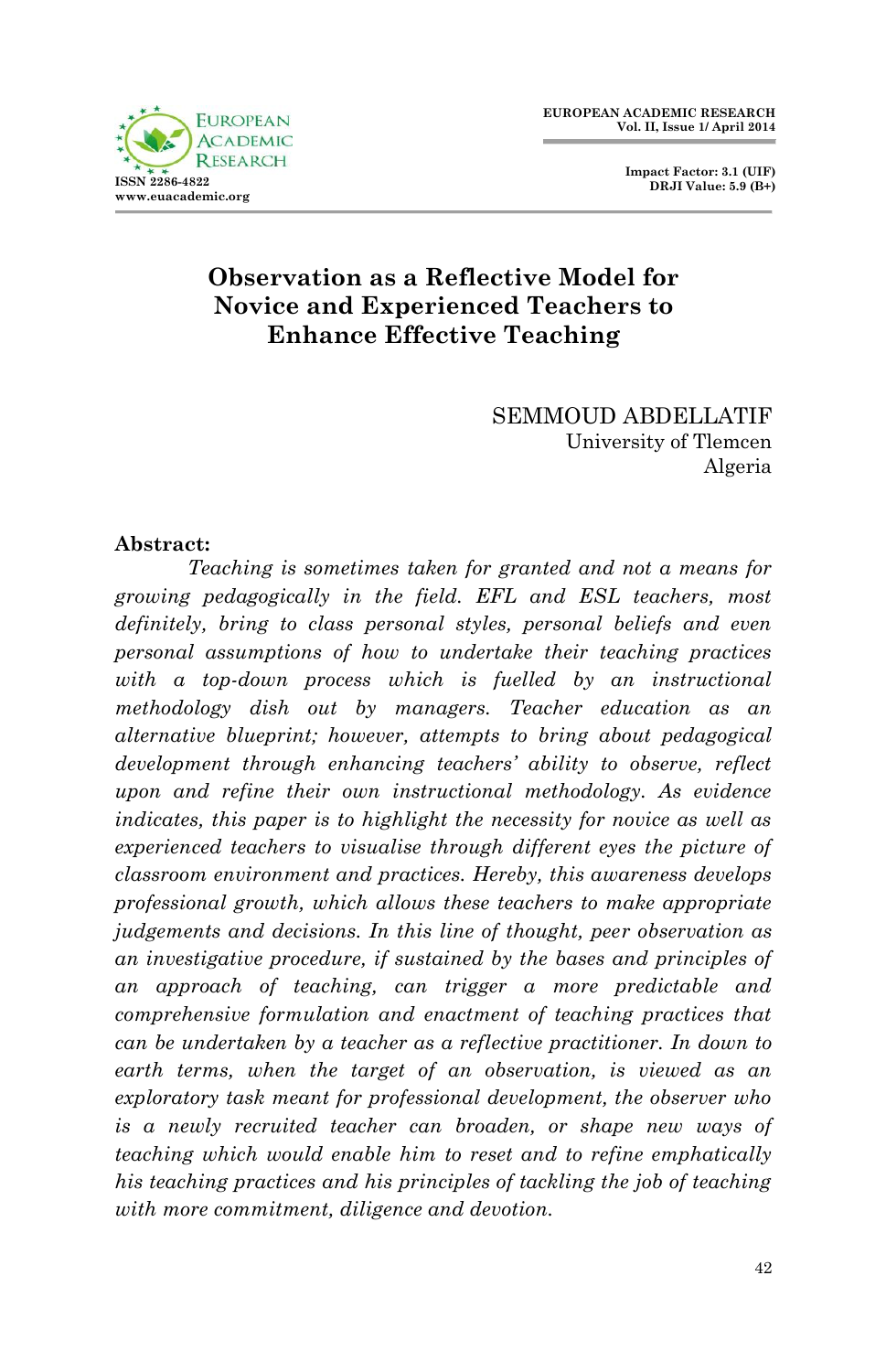# Observation as a Reflective Model for Novice and Experienced Teachers to Enhance Effective Teaching

SEMMOUD ABDELLATIF
University of Tlemcen
Algeria

**Abstract:**

*Teaching is sometimes taken for granted and not a means for growing pedagogically in the field. EFL and ESL teachers, most definitely, bring to class personal styles, personal beliefs and even personal assumptions of how to undertake their teaching practices with a top-down process which is fuelled by an instructional methodology dish out by managers. Teacher education as an alternative blueprint; however, attempts to bring about pedagogical development through enhancing teachers' ability to observe, reflect upon and refine their own instructional methodology. As evidence indicates, this paper is to highlight the necessity for novice as well as experienced teachers to visualise through different eyes the picture of classroom environment and practices. Hereby, this awareness develops professional growth, which allows these teachers to make appropriate judgements and decisions. In this line of thought, peer observation as an investigative procedure, if sustained by the bases and principles of an approach of teaching, can trigger a more predictable and comprehensive formulation and enactment of teaching practices that can be undertaken by a teacher as a reflective practitioner. In down to earth terms, when the target of an observation, is viewed as an exploratory task meant for professional development, the observer who is a newly recruited teacher can broaden, or shape new ways of teaching which would enable him to reset and to refine emphatically his teaching practices and his principles of tackling the job of teaching with more commitment, diligence and devotion.*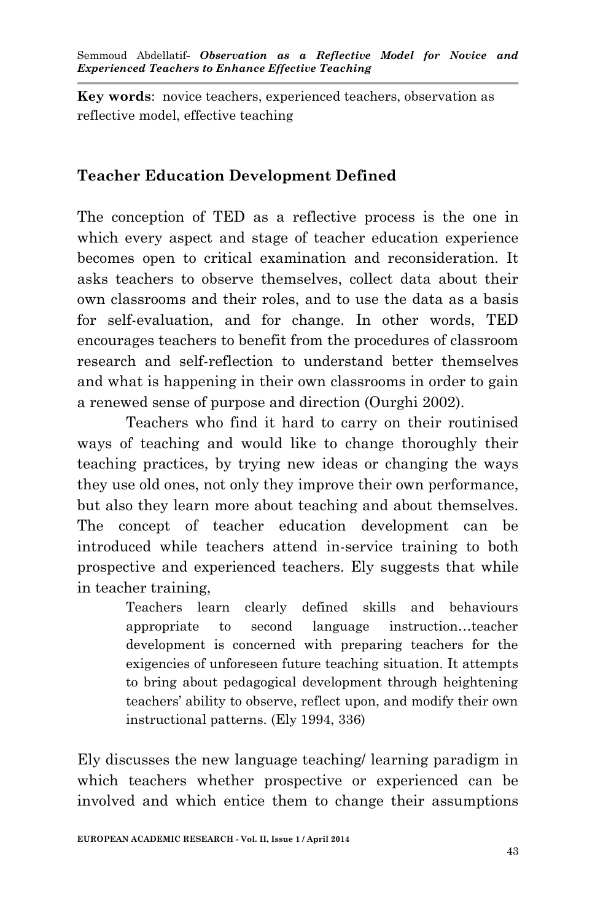**Key words**: novice teachers, experienced teachers, observation as reflective model, effective teaching

## Teacher Education Development Defined

The conception of TED as a reflective process is the one in which every aspect and stage of teacher education experience becomes open to critical examination and reconsideration. It asks teachers to observe themselves, collect data about their own classrooms and their roles, and to use the data as a basis for self-evaluation, and for change. In other words, TED encourages teachers to benefit from the procedures of classroom research and self-reflection to understand better themselves and what is happening in their own classrooms in order to gain a renewed sense of purpose and direction (Ourghi 2002).

Teachers who find it hard to carry on their routinised ways of teaching and would like to change thoroughly their teaching practices, by trying new ideas or changing the ways they use old ones, not only they improve their own performance, but also they learn more about teaching and about themselves. The concept of teacher education development can be introduced while teachers attend in-service training to both prospective and experienced teachers. Ely suggests that while in teacher training,

> Teachers learn clearly defined skills and behaviours appropriate to second language instruction…teacher development is concerned with preparing teachers for the exigencies of unforeseen future teaching situation. It attempts to bring about pedagogical development through heightening teachers' ability to observe, reflect upon, and modify their own instructional patterns. (Ely 1994, 336)

Ely discusses the new language teaching/ learning paradigm in which teachers whether prospective or experienced can be involved and which entice them to change their assumptions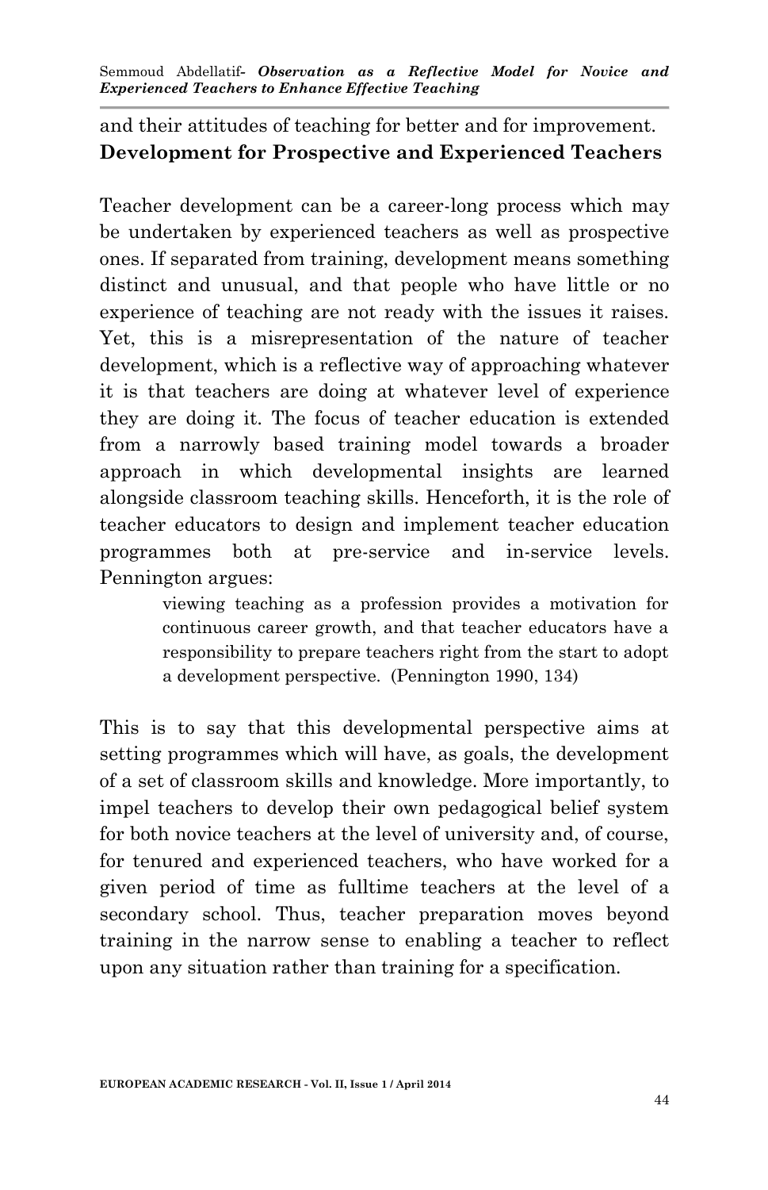and their attitudes of teaching for better and for improvement.

**Development for Prospective and Experienced Teachers**

Teacher development can be a career-long process which may be undertaken by experienced teachers as well as prospective ones. If separated from training, development means something distinct and unusual, and that people who have little or no experience of teaching are not ready with the issues it raises. Yet, this is a misrepresentation of the nature of teacher development, which is a reflective way of approaching whatever it is that teachers are doing at whatever level of experience they are doing it. The focus of teacher education is extended from a narrowly based training model towards a broader approach in which developmental insights are learned alongside classroom teaching skills. Henceforth, it is the role of teacher educators to design and implement teacher education programmes both at pre-service and in-service levels. Pennington argues:

> viewing teaching as a profession provides a motivation for continuous career growth, and that teacher educators have a responsibility to prepare teachers right from the start to adopt a development perspective. (Pennington 1990, 134)

This is to say that this developmental perspective aims at setting programmes which will have, as goals, the development of a set of classroom skills and knowledge. More importantly, to impel teachers to develop their own pedagogical belief system for both novice teachers at the level of university and, of course, for tenured and experienced teachers, who have worked for a given period of time as fulltime teachers at the level of a secondary school. Thus, teacher preparation moves beyond training in the narrow sense to enabling a teacher to reflect upon any situation rather than training for a specification.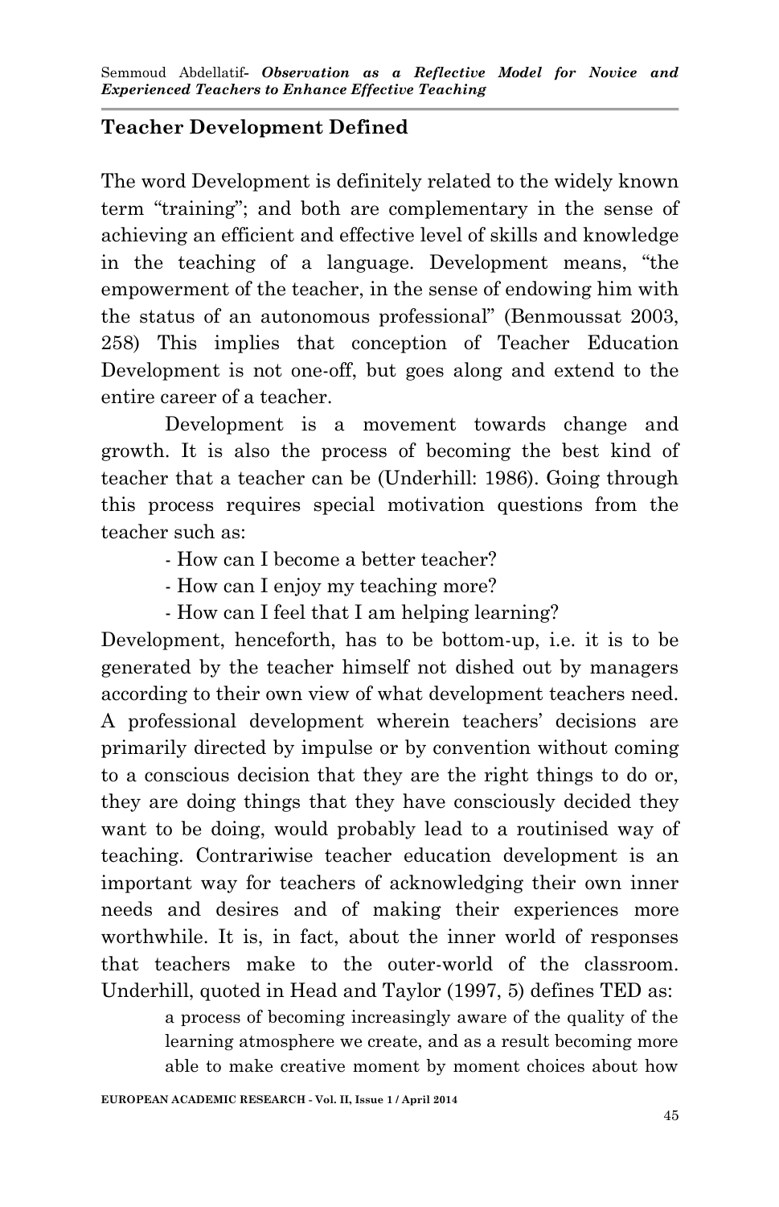## Teacher Development Defined

The word Development is definitely related to the widely known term "training"; and both are complementary in the sense of achieving an efficient and effective level of skills and knowledge in the teaching of a language. Development means, "the empowerment of the teacher, in the sense of endowing him with the status of an autonomous professional" (Benmoussat 2003, 258) This implies that conception of Teacher Education Development is not one-off, but goes along and extend to the entire career of a teacher.

Development is a movement towards change and growth. It is also the process of becoming the best kind of teacher that a teacher can be (Underhill: 1986). Going through this process requires special motivation questions from the teacher such as:

- How can I become a better teacher?
- How can I enjoy my teaching more?
- How can I feel that I am helping learning?

Development, henceforth, has to be bottom-up, i.e. it is to be generated by the teacher himself not dished out by managers according to their own view of what development teachers need. A professional development wherein teachers' decisions are primarily directed by impulse or by convention without coming to a conscious decision that they are the right things to do or, they are doing things that they have consciously decided they want to be doing, would probably lead to a routinised way of teaching. Contrariwise teacher education development is an important way for teachers of acknowledging their own inner needs and desires and of making their experiences more worthwhile. It is, in fact, about the inner world of responses that teachers make to the outer-world of the classroom. Underhill, quoted in Head and Taylor (1997, 5) defines TED as:

> a process of becoming increasingly aware of the quality of the learning atmosphere we create, and as a result becoming more able to make creative moment by moment choices about how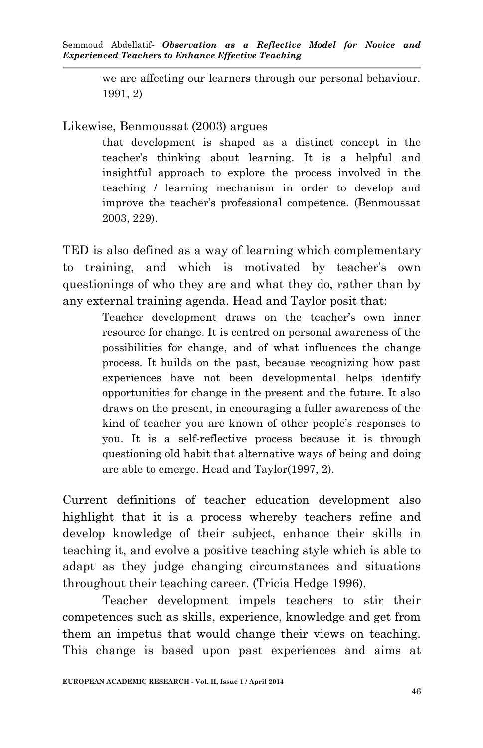> we are affecting our learners through our personal behaviour. 1991, 2)

Likewise, Benmoussat (2003) argues

> that development is shaped as a distinct concept in the teacher's thinking about learning. It is a helpful and insightful approach to explore the process involved in the teaching / learning mechanism in order to develop and improve the teacher's professional competence. (Benmoussat 2003, 229).

TED is also defined as a way of learning which complementary to training, and which is motivated by teacher's own questionings of who they are and what they do, rather than by any external training agenda. Head and Taylor posit that:

> Teacher development draws on the teacher's own inner resource for change. It is centred on personal awareness of the possibilities for change, and of what influences the change process. It builds on the past, because recognizing how past experiences have not been developmental helps identify opportunities for change in the present and the future. It also draws on the present, in encouraging a fuller awareness of the kind of teacher you are known of other people's responses to you. It is a self-reflective process because it is through questioning old habit that alternative ways of being and doing are able to emerge. Head and Taylor(1997, 2).

Current definitions of teacher education development also highlight that it is a process whereby teachers refine and develop knowledge of their subject, enhance their skills in teaching it, and evolve a positive teaching style which is able to adapt as they judge changing circumstances and situations throughout their teaching career. (Tricia Hedge 1996).

Teacher development impels teachers to stir their competences such as skills, experience, knowledge and get from them an impetus that would change their views on teaching. This change is based upon past experiences and aims at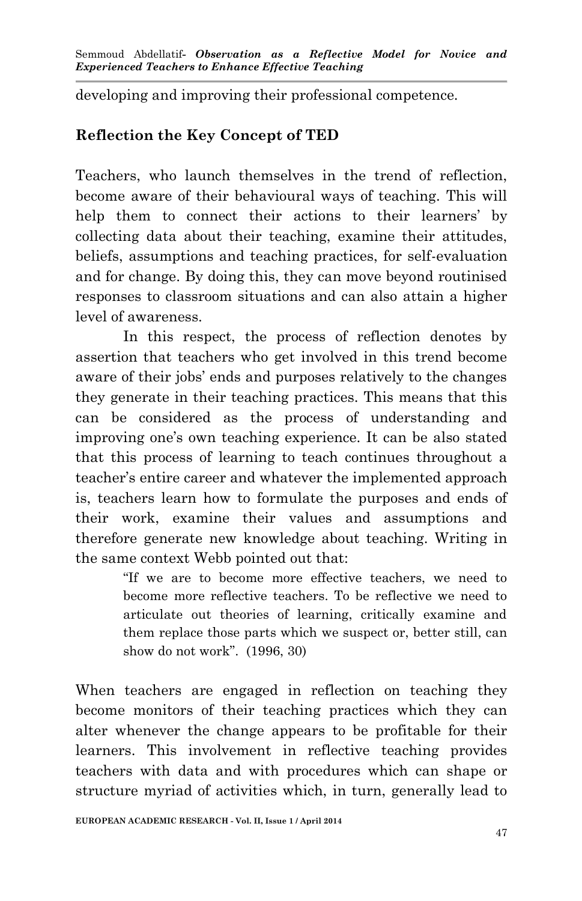developing and improving their professional competence.

## Reflection the Key Concept of TED

Teachers, who launch themselves in the trend of reflection, become aware of their behavioural ways of teaching. This will help them to connect their actions to their learners' by collecting data about their teaching, examine their attitudes, beliefs, assumptions and teaching practices, for self-evaluation and for change. By doing this, they can move beyond routinised responses to classroom situations and can also attain a higher level of awareness.

In this respect, the process of reflection denotes by assertion that teachers who get involved in this trend become aware of their jobs' ends and purposes relatively to the changes they generate in their teaching practices. This means that this can be considered as the process of understanding and improving one's own teaching experience. It can be also stated that this process of learning to teach continues throughout a teacher's entire career and whatever the implemented approach is, teachers learn how to formulate the purposes and ends of their work, examine their values and assumptions and therefore generate new knowledge about teaching. Writing in the same context Webb pointed out that:

> "If we are to become more effective teachers, we need to become more reflective teachers. To be reflective we need to articulate out theories of learning, critically examine and them replace those parts which we suspect or, better still, can show do not work". (1996, 30)

When teachers are engaged in reflection on teaching they become monitors of their teaching practices which they can alter whenever the change appears to be profitable for their learners. This involvement in reflective teaching provides teachers with data and with procedures which can shape or structure myriad of activities which, in turn, generally lead to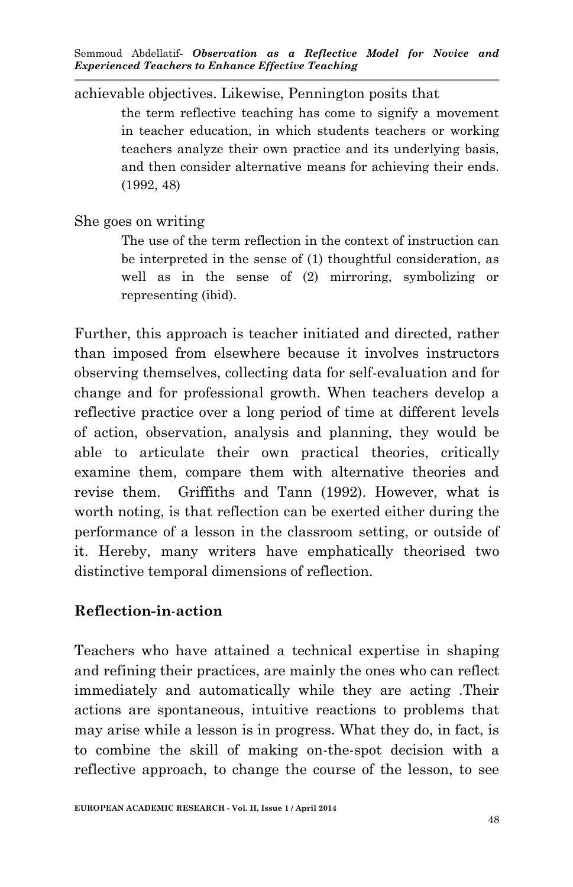achievable objectives. Likewise, Pennington posits that

> the term reflective teaching has come to signify a movement in teacher education, in which students teachers or working teachers analyze their own practice and its underlying basis, and then consider alternative means for achieving their ends. (1992, 48)

She goes on writing

> The use of the term reflection in the context of instruction can be interpreted in the sense of (1) thoughtful consideration, as well as in the sense of (2) mirroring, symbolizing or representing (ibid).

Further, this approach is teacher initiated and directed, rather than imposed from elsewhere because it involves instructors observing themselves, collecting data for self-evaluation and for change and for professional growth. When teachers develop a reflective practice over a long period of time at different levels of action, observation, analysis and planning, they would be able to articulate their own practical theories, critically examine them, compare them with alternative theories and revise them. Griffiths and Tann (1992). However, what is worth noting, is that reflection can be exerted either during the performance of a lesson in the classroom setting, or outside of it. Hereby, many writers have emphatically theorised two distinctive temporal dimensions of reflection.

## Reflection-in-action

Teachers who have attained a technical expertise in shaping and refining their practices, are mainly the ones who can reflect immediately and automatically while they are acting .Their actions are spontaneous, intuitive reactions to problems that may arise while a lesson is in progress. What they do, in fact, is to combine the skill of making on-the-spot decision with a reflective approach, to change the course of the lesson, to see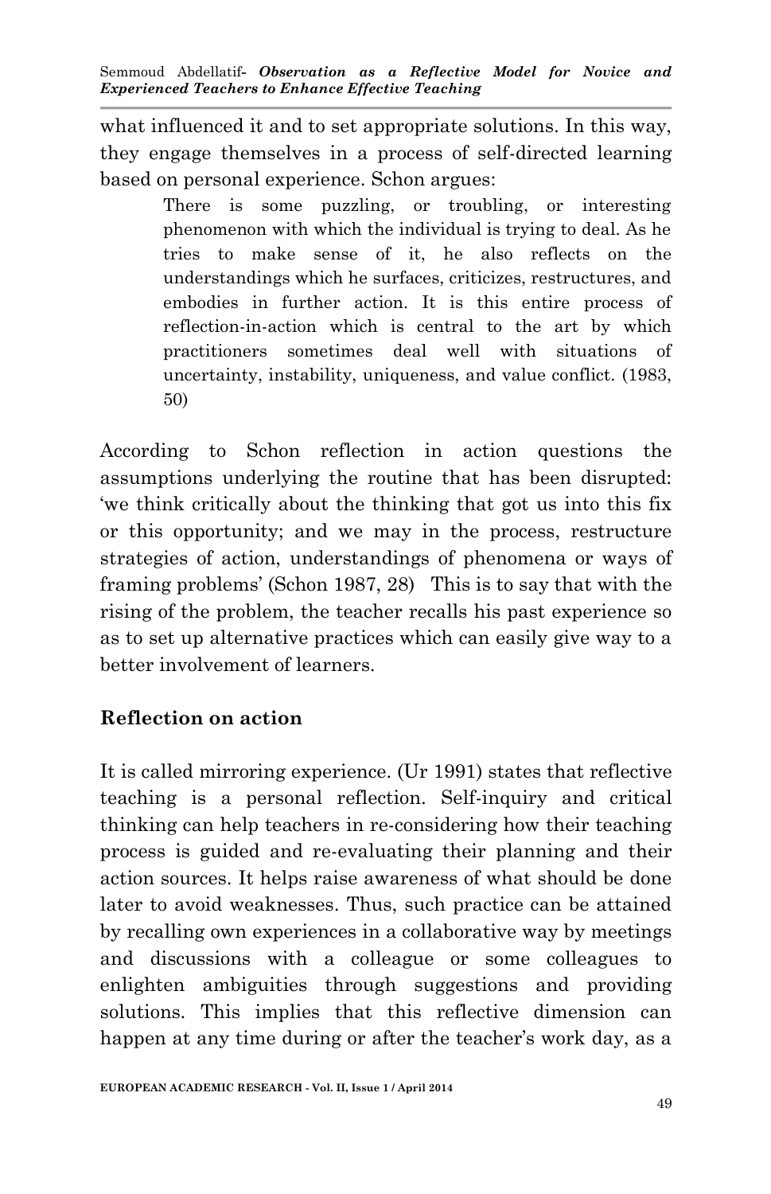what influenced it and to set appropriate solutions. In this way, they engage themselves in a process of self-directed learning based on personal experience. Schon argues:

> There is some puzzling, or troubling, or interesting phenomenon with which the individual is trying to deal. As he tries to make sense of it, he also reflects on the understandings which he surfaces, criticizes, restructures, and embodies in further action. It is this entire process of reflection-in-action which is central to the art by which practitioners sometimes deal well with situations of uncertainty, instability, uniqueness, and value conflict. (1983, 50)

According to Schon reflection in action questions the assumptions underlying the routine that has been disrupted: 'we think critically about the thinking that got us into this fix or this opportunity; and we may in the process, restructure strategies of action, understandings of phenomena or ways of framing problems' (Schon 1987, 28) This is to say that with the rising of the problem, the teacher recalls his past experience so as to set up alternative practices which can easily give way to a better involvement of learners.

## Reflection on action

It is called mirroring experience. (Ur 1991) states that reflective teaching is a personal reflection. Self-inquiry and critical thinking can help teachers in re-considering how their teaching process is guided and re-evaluating their planning and their action sources. It helps raise awareness of what should be done later to avoid weaknesses. Thus, such practice can be attained by recalling own experiences in a collaborative way by meetings and discussions with a colleague or some colleagues to enlighten ambiguities through suggestions and providing solutions. This implies that this reflective dimension can happen at any time during or after the teacher's work day, as a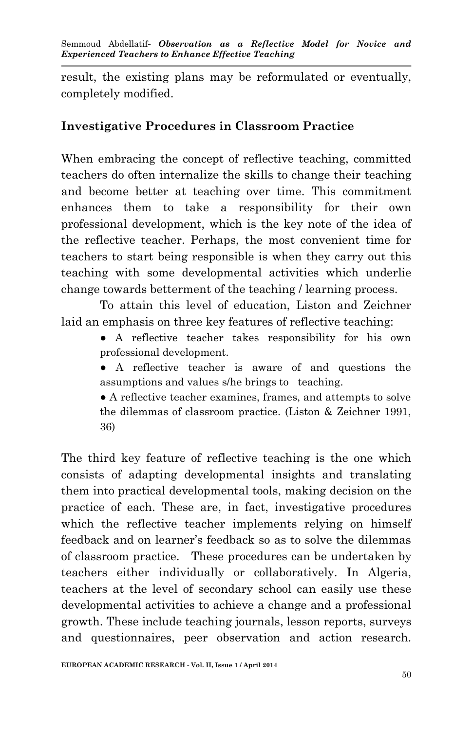result, the existing plans may be reformulated or eventually, completely modified.

## Investigative Procedures in Classroom Practice

When embracing the concept of reflective teaching, committed teachers do often internalize the skills to change their teaching and become better at teaching over time. This commitment enhances them to take a responsibility for their own professional development, which is the key note of the idea of the reflective teacher. Perhaps, the most convenient time for teachers to start being responsible is when they carry out this teaching with some developmental activities which underlie change towards betterment of the teaching / learning process.

To attain this level of education, Liston and Zeichner laid an emphasis on three key features of reflective teaching:

> ● A reflective teacher takes responsibility for his own professional development.
>
> ● A reflective teacher is aware of and questions the assumptions and values s/he brings to teaching.
>
> ● A reflective teacher examines, frames, and attempts to solve the dilemmas of classroom practice. (Liston & Zeichner 1991, 36)

The third key feature of reflective teaching is the one which consists of adapting developmental insights and translating them into practical developmental tools, making decision on the practice of each. These are, in fact, investigative procedures which the reflective teacher implements relying on himself feedback and on learner's feedback so as to solve the dilemmas of classroom practice. These procedures can be undertaken by teachers either individually or collaboratively. In Algeria, teachers at the level of secondary school can easily use these developmental activities to achieve a change and a professional growth. These include teaching journals, lesson reports, surveys and questionnaires, peer observation and action research.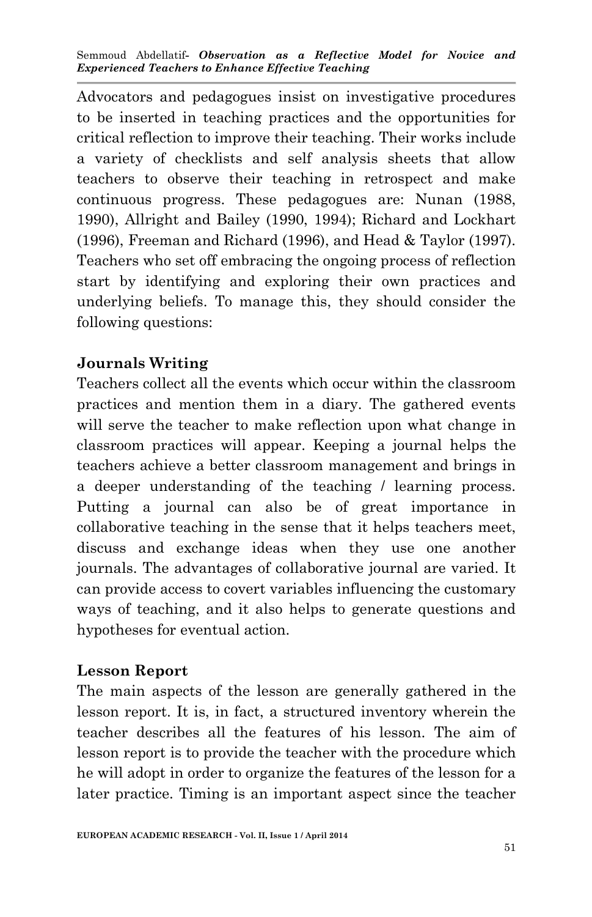Advocators and pedagogues insist on investigative procedures to be inserted in teaching practices and the opportunities for critical reflection to improve their teaching. Their works include a variety of checklists and self analysis sheets that allow teachers to observe their teaching in retrospect and make continuous progress. These pedagogues are: Nunan (1988, 1990), Allright and Bailey (1990, 1994); Richard and Lockhart (1996), Freeman and Richard (1996), and Head & Taylor (1997). Teachers who set off embracing the ongoing process of reflection start by identifying and exploring their own practices and underlying beliefs. To manage this, they should consider the following questions:

**Journals Writing**

Teachers collect all the events which occur within the classroom practices and mention them in a diary. The gathered events will serve the teacher to make reflection upon what change in classroom practices will appear. Keeping a journal helps the teachers achieve a better classroom management and brings in a deeper understanding of the teaching / learning process. Putting a journal can also be of great importance in collaborative teaching in the sense that it helps teachers meet, discuss and exchange ideas when they use one another journals. The advantages of collaborative journal are varied. It can provide access to covert variables influencing the customary ways of teaching, and it also helps to generate questions and hypotheses for eventual action.

**Lesson Report**

The main aspects of the lesson are generally gathered in the lesson report. It is, in fact, a structured inventory wherein the teacher describes all the features of his lesson. The aim of lesson report is to provide the teacher with the procedure which he will adopt in order to organize the features of the lesson for a later practice. Timing is an important aspect since the teacher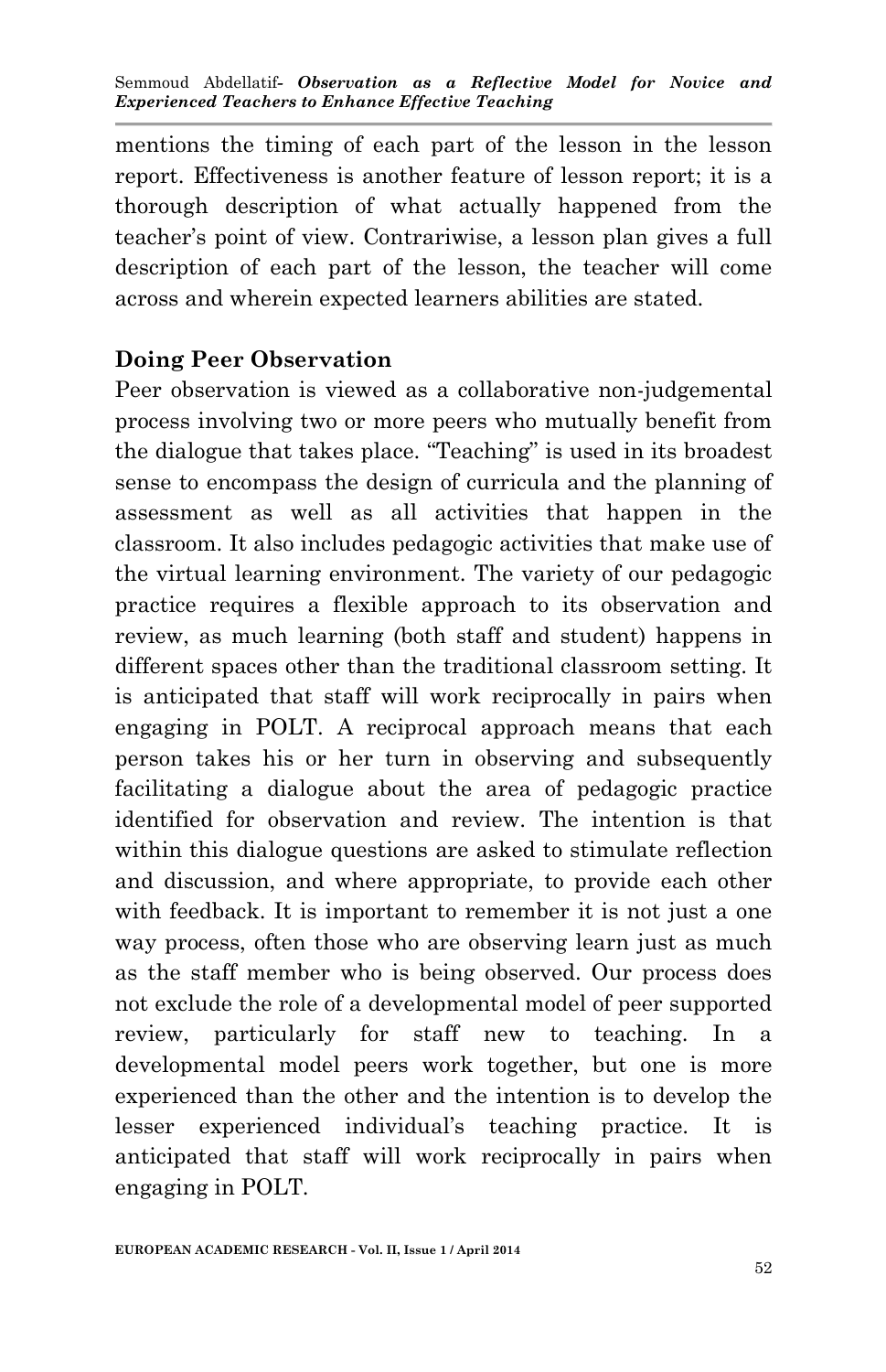mentions the timing of each part of the lesson in the lesson report. Effectiveness is another feature of lesson report; it is a thorough description of what actually happened from the teacher's point of view. Contrariwise, a lesson plan gives a full description of each part of the lesson, the teacher will come across and wherein expected learners abilities are stated.

## Doing Peer Observation

Peer observation is viewed as a collaborative non-judgemental process involving two or more peers who mutually benefit from the dialogue that takes place. "Teaching" is used in its broadest sense to encompass the design of curricula and the planning of assessment as well as all activities that happen in the classroom. It also includes pedagogic activities that make use of the virtual learning environment. The variety of our pedagogic practice requires a flexible approach to its observation and review, as much learning (both staff and student) happens in different spaces other than the traditional classroom setting. It is anticipated that staff will work reciprocally in pairs when engaging in POLT. A reciprocal approach means that each person takes his or her turn in observing and subsequently facilitating a dialogue about the area of pedagogic practice identified for observation and review. The intention is that within this dialogue questions are asked to stimulate reflection and discussion, and where appropriate, to provide each other with feedback. It is important to remember it is not just a one way process, often those who are observing learn just as much as the staff member who is being observed. Our process does not exclude the role of a developmental model of peer supported review, particularly for staff new to teaching. In a developmental model peers work together, but one is more experienced than the other and the intention is to develop the lesser experienced individual's teaching practice. It is anticipated that staff will work reciprocally in pairs when engaging in POLT.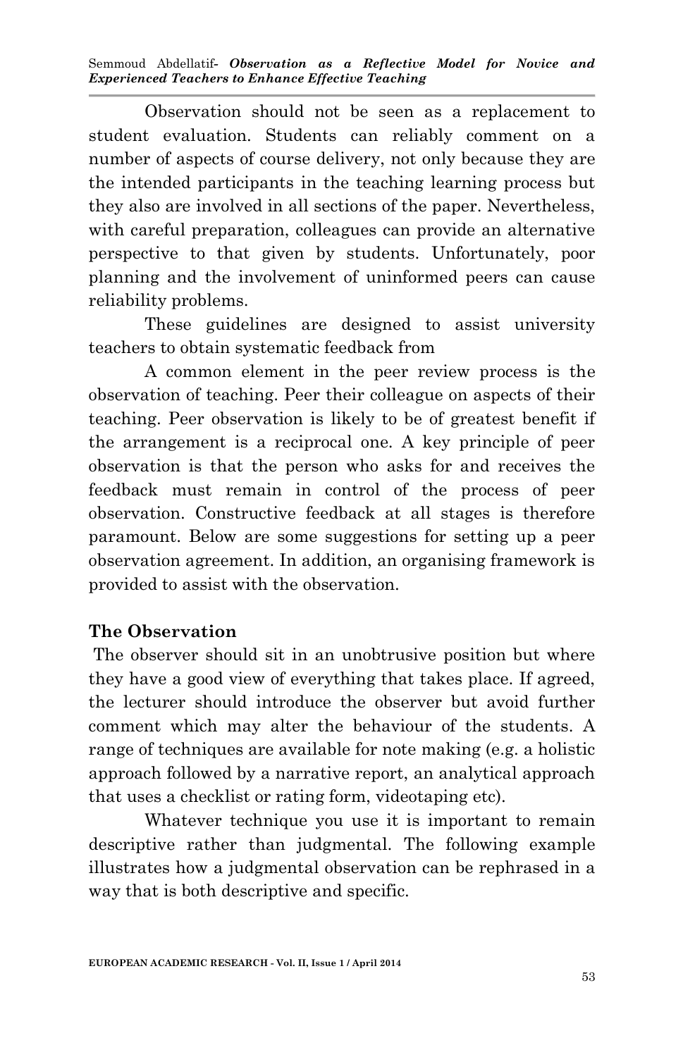Observation should not be seen as a replacement to student evaluation. Students can reliably comment on a number of aspects of course delivery, not only because they are the intended participants in the teaching learning process but they also are involved in all sections of the paper. Nevertheless, with careful preparation, colleagues can provide an alternative perspective to that given by students. Unfortunately, poor planning and the involvement of uninformed peers can cause reliability problems.

These guidelines are designed to assist university teachers to obtain systematic feedback from

A common element in the peer review process is the observation of teaching. Peer their colleague on aspects of their teaching. Peer observation is likely to be of greatest benefit if the arrangement is a reciprocal one. A key principle of peer observation is that the person who asks for and receives the feedback must remain in control of the process of peer observation. Constructive feedback at all stages is therefore paramount. Below are some suggestions for setting up a peer observation agreement. In addition, an organising framework is provided to assist with the observation.

## The Observation

The observer should sit in an unobtrusive position but where they have a good view of everything that takes place. If agreed, the lecturer should introduce the observer but avoid further comment which may alter the behaviour of the students. A range of techniques are available for note making (e.g. a holistic approach followed by a narrative report, an analytical approach that uses a checklist or rating form, videotaping etc).

Whatever technique you use it is important to remain descriptive rather than judgmental. The following example illustrates how a judgmental observation can be rephrased in a way that is both descriptive and specific.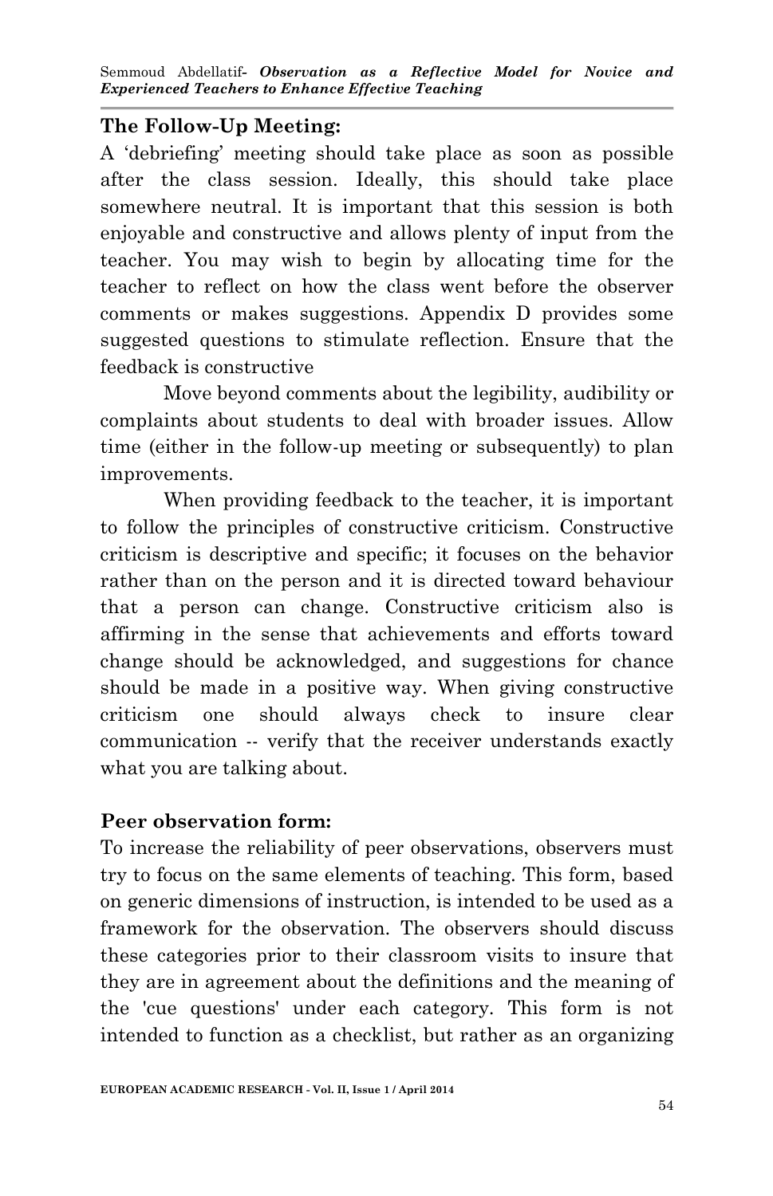**The Follow-Up Meeting:**

A 'debriefing' meeting should take place as soon as possible after the class session. Ideally, this should take place somewhere neutral. It is important that this session is both enjoyable and constructive and allows plenty of input from the teacher. You may wish to begin by allocating time for the teacher to reflect on how the class went before the observer comments or makes suggestions. Appendix D provides some suggested questions to stimulate reflection. Ensure that the feedback is constructive

Move beyond comments about the legibility, audibility or complaints about students to deal with broader issues. Allow time (either in the follow-up meeting or subsequently) to plan improvements.

When providing feedback to the teacher, it is important to follow the principles of constructive criticism. Constructive criticism is descriptive and specific; it focuses on the behavior rather than on the person and it is directed toward behaviour that a person can change. Constructive criticism also is affirming in the sense that achievements and efforts toward change should be acknowledged, and suggestions for chance should be made in a positive way. When giving constructive criticism one should always check to insure clear communication -- verify that the receiver understands exactly what you are talking about.

**Peer observation form:**

To increase the reliability of peer observations, observers must try to focus on the same elements of teaching. This form, based on generic dimensions of instruction, is intended to be used as a framework for the observation. The observers should discuss these categories prior to their classroom visits to insure that they are in agreement about the definitions and the meaning of the 'cue questions' under each category. This form is not intended to function as a checklist, but rather as an organizing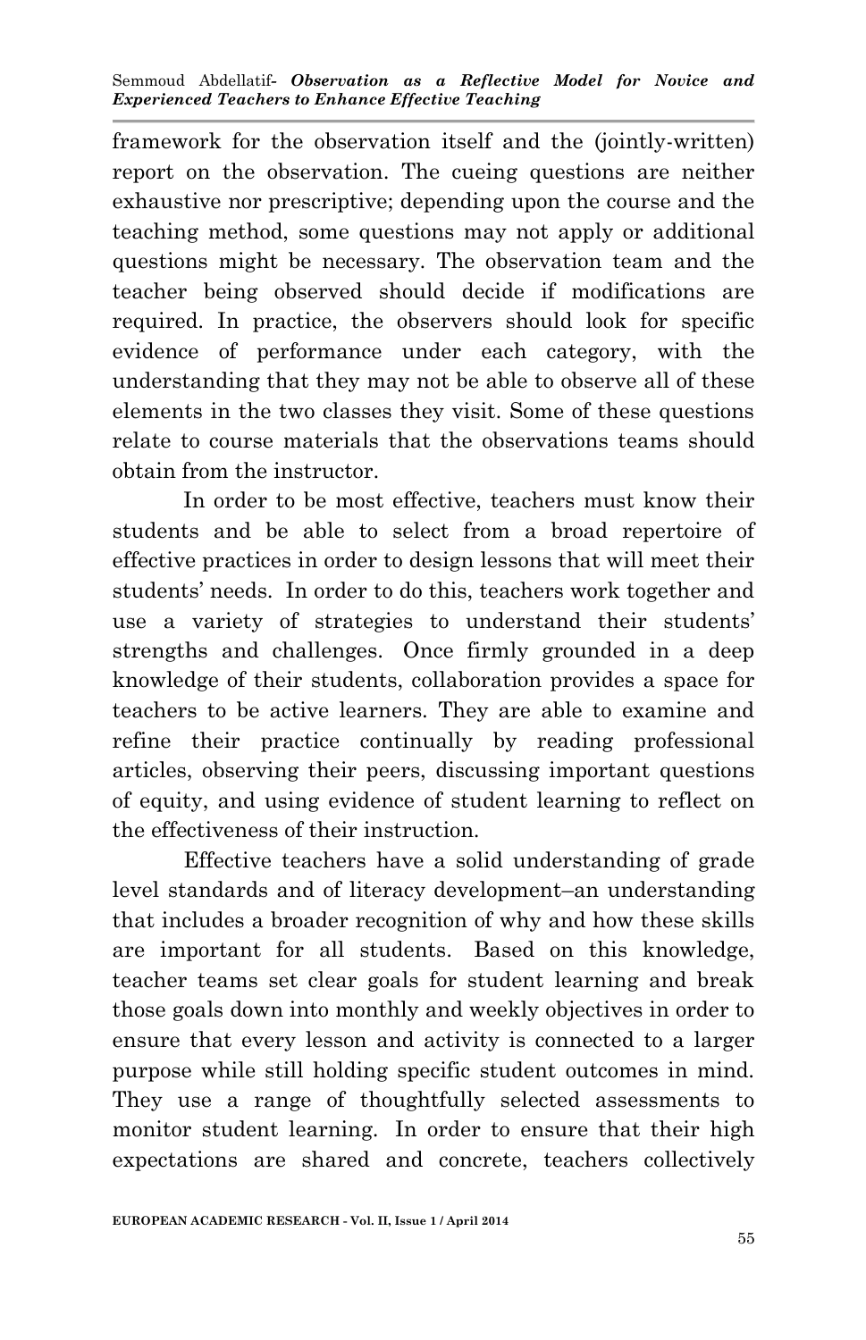framework for the observation itself and the (jointly-written) report on the observation. The cueing questions are neither exhaustive nor prescriptive; depending upon the course and the teaching method, some questions may not apply or additional questions might be necessary. The observation team and the teacher being observed should decide if modifications are required. In practice, the observers should look for specific evidence of performance under each category, with the understanding that they may not be able to observe all of these elements in the two classes they visit. Some of these questions relate to course materials that the observations teams should obtain from the instructor.

In order to be most effective, teachers must know their students and be able to select from a broad repertoire of effective practices in order to design lessons that will meet their students' needs. In order to do this, teachers work together and use a variety of strategies to understand their students' strengths and challenges. Once firmly grounded in a deep knowledge of their students, collaboration provides a space for teachers to be active learners. They are able to examine and refine their practice continually by reading professional articles, observing their peers, discussing important questions of equity, and using evidence of student learning to reflect on the effectiveness of their instruction.

Effective teachers have a solid understanding of grade level standards and of literacy development–an understanding that includes a broader recognition of why and how these skills are important for all students. Based on this knowledge, teacher teams set clear goals for student learning and break those goals down into monthly and weekly objectives in order to ensure that every lesson and activity is connected to a larger purpose while still holding specific student outcomes in mind. They use a range of thoughtfully selected assessments to monitor student learning. In order to ensure that their high expectations are shared and concrete, teachers collectively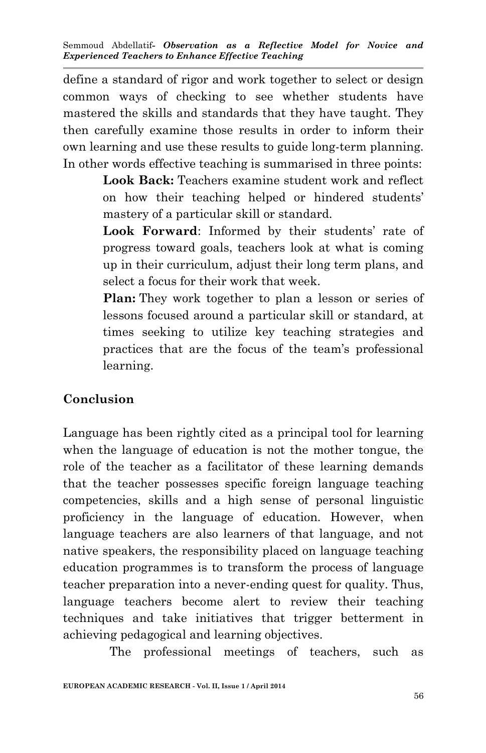define a standard of rigor and work together to select or design common ways of checking to see whether students have mastered the skills and standards that they have taught. They then carefully examine those results in order to inform their own learning and use these results to guide long-term planning. In other words effective teaching is summarised in three points:

> **Look Back:** Teachers examine student work and reflect on how their teaching helped or hindered students' mastery of a particular skill or standard.
>
> **Look Forward**: Informed by their students' rate of progress toward goals, teachers look at what is coming up in their curriculum, adjust their long term plans, and select a focus for their work that week.
>
> **Plan:** They work together to plan a lesson or series of lessons focused around a particular skill or standard, at times seeking to utilize key teaching strategies and practices that are the focus of the team's professional learning.

## Conclusion

Language has been rightly cited as a principal tool for learning when the language of education is not the mother tongue, the role of the teacher as a facilitator of these learning demands that the teacher possesses specific foreign language teaching competencies, skills and a high sense of personal linguistic proficiency in the language of education. However, when language teachers are also learners of that language, and not native speakers, the responsibility placed on language teaching education programmes is to transform the process of language teacher preparation into a never-ending quest for quality. Thus, language teachers become alert to review their teaching techniques and take initiatives that trigger betterment in achieving pedagogical and learning objectives.

The professional meetings of teachers, such as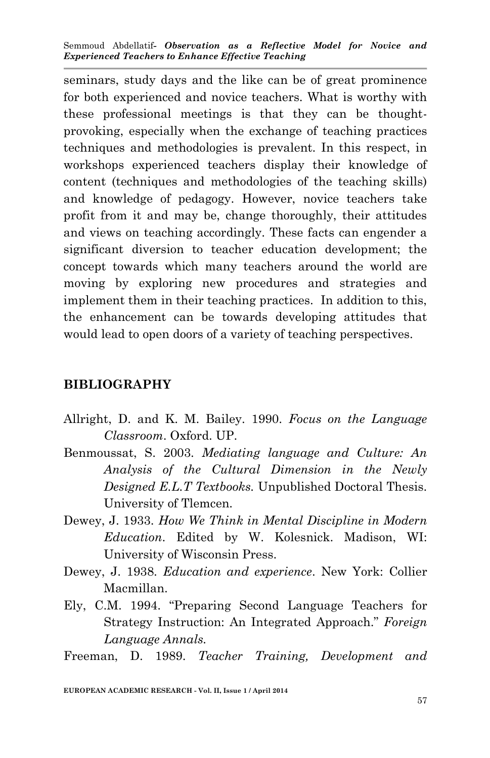seminars, study days and the like can be of great prominence for both experienced and novice teachers. What is worthy with these professional meetings is that they can be thought-provoking, especially when the exchange of teaching practices techniques and methodologies is prevalent. In this respect, in workshops experienced teachers display their knowledge of content (techniques and methodologies of the teaching skills) and knowledge of pedagogy. However, novice teachers take profit from it and may be, change thoroughly, their attitudes and views on teaching accordingly. These facts can engender a significant diversion to teacher education development; the concept towards which many teachers around the world are moving by exploring new procedures and strategies and implement them in their teaching practices. In addition to this, the enhancement can be towards developing attitudes that would lead to open doors of a variety of teaching perspectives.

## BIBLIOGRAPHY

Allright, D. and K. M. Bailey. 1990. *Focus on the Language Classroom*. Oxford. UP.

Benmoussat, S. 2003. *Mediating language and Culture: An Analysis of the Cultural Dimension in the Newly Designed E.L.T Textbooks.* Unpublished Doctoral Thesis. University of Tlemcen.

Dewey, J. 1933. *How We Think in Mental Discipline in Modern Education*. Edited by W. Kolesnick. Madison, WI: University of Wisconsin Press.

Dewey, J. 1938. *Education and experience*. New York: Collier Macmillan.

Ely, C.M. 1994. "Preparing Second Language Teachers for Strategy Instruction: An Integrated Approach." *Foreign Language Annals.*

Freeman, D. 1989. *Teacher Training, Development and*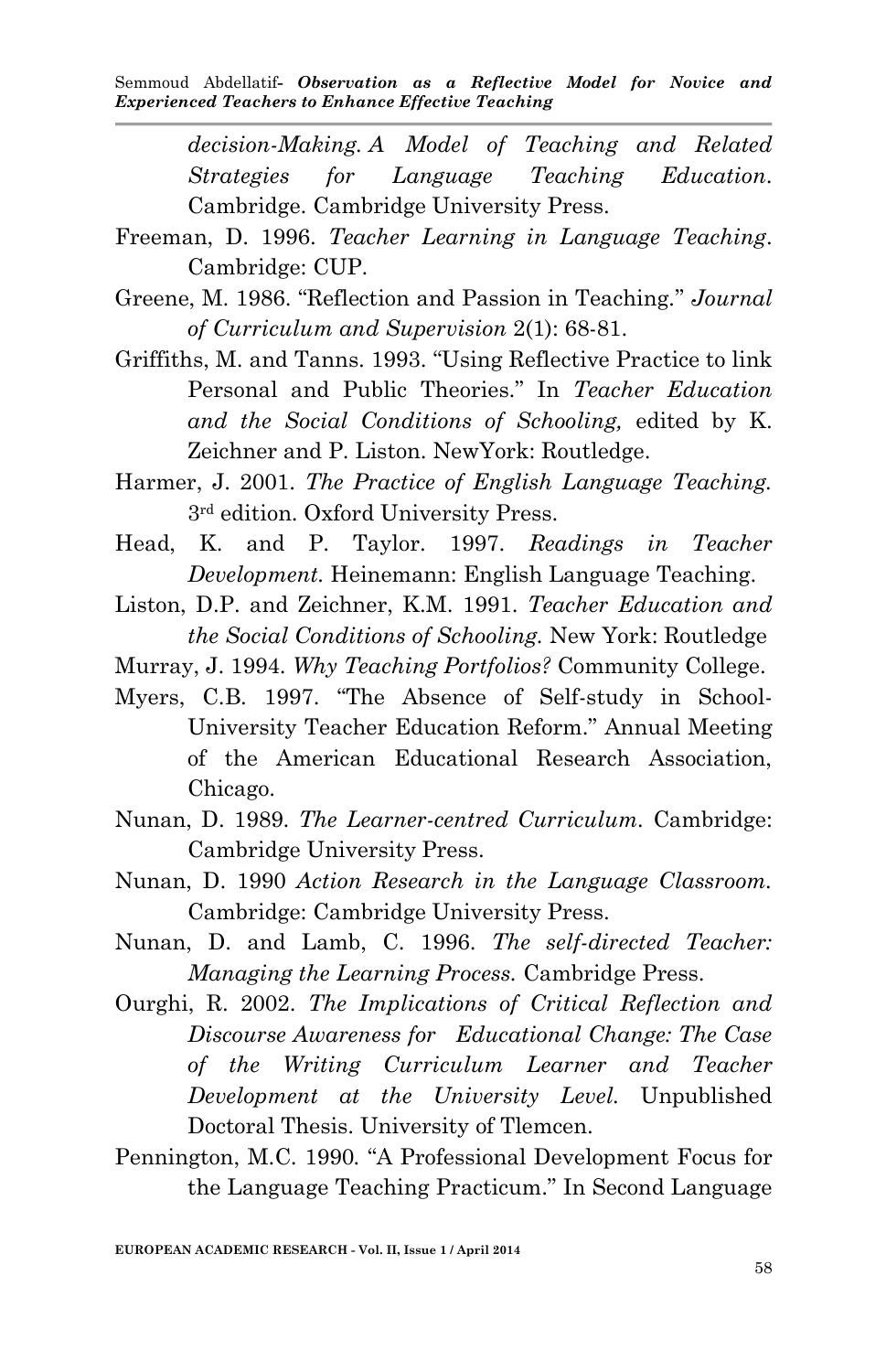*decision-Making. A Model of Teaching and Related Strategies for Language Teaching Education*. Cambridge. Cambridge University Press.

Freeman, D. 1996. *Teacher Learning in Language Teaching*. Cambridge: CUP.

Greene, M. 1986. "Reflection and Passion in Teaching." *Journal of Curriculum and Supervision* 2(1): 68-81.

Griffiths, M. and Tanns. 1993. "Using Reflective Practice to link Personal and Public Theories." In *Teacher Education and the Social Conditions of Schooling,* edited by K. Zeichner and P. Liston. NewYork: Routledge.

Harmer, J. 2001. *The Practice of English Language Teaching.* 3rd edition. Oxford University Press.

Head, K. and P. Taylor. 1997. *Readings in Teacher Development.* Heinemann: English Language Teaching.

Liston, D.P. and Zeichner, K.M. 1991. *Teacher Education and the Social Conditions of Schooling.* New York: Routledge

Murray, J. 1994. *Why Teaching Portfolios?* Community College.

Myers, C.B. 1997. "The Absence of Self-study in School-University Teacher Education Reform." Annual Meeting of the American Educational Research Association, Chicago.

Nunan, D. 1989. *The Learner-centred Curriculum*. Cambridge: Cambridge University Press.

Nunan, D. 1990 *Action Research in the Language Classroom*. Cambridge: Cambridge University Press.

Nunan, D. and Lamb, C. 1996. *The self-directed Teacher: Managing the Learning Process.* Cambridge Press.

Ourghi, R. 2002. *The Implications of Critical Reflection and Discourse Awareness for Educational Change: The Case of the Writing Curriculum Learner and Teacher Development at the University Level.* Unpublished Doctoral Thesis. University of Tlemcen.

Pennington, M.C. 1990. "A Professional Development Focus for the Language Teaching Practicum." In Second Language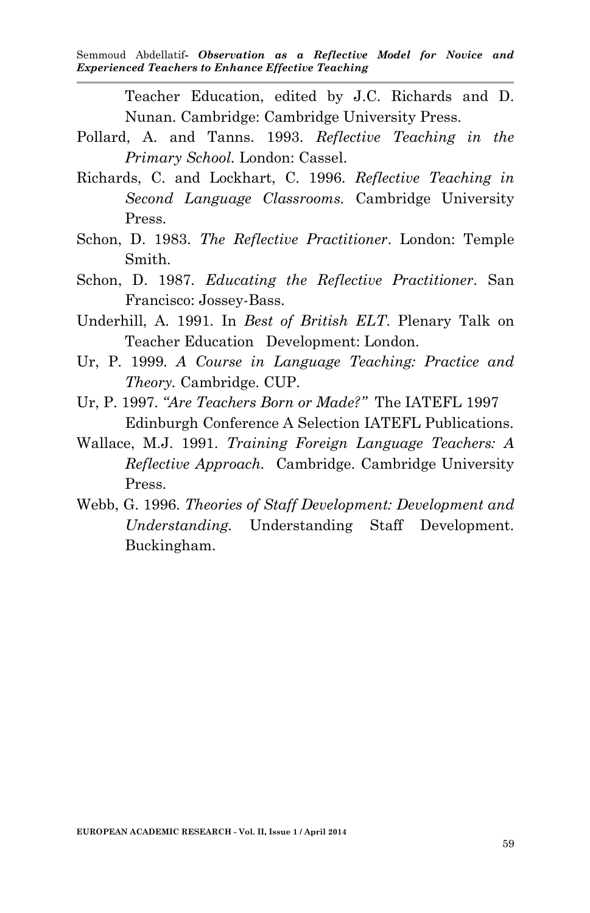Teacher Education, edited by J.C. Richards and D. Nunan. Cambridge: Cambridge University Press.

Pollard, A. and Tanns. 1993. *Reflective Teaching in the Primary School.* London: Cassel.

Richards, C. and Lockhart, C. 1996. *Reflective Teaching in Second Language Classrooms.* Cambridge University Press.

Schon, D. 1983. *The Reflective Practitioner*. London: Temple Smith.

Schon, D. 1987. *Educating the Reflective Practitioner*. San Francisco: Jossey-Bass.

Underhill, A. 1991. In *Best of British ELT*. Plenary Talk on Teacher Education Development: London.

Ur, P. 1999. *A Course in Language Teaching: Practice and Theory.* Cambridge. CUP.

Ur, P. 1997. *"Are Teachers Born or Made?"* The IATEFL 1997 Edinburgh Conference A Selection IATEFL Publications.

Wallace, M.J. 1991. *Training Foreign Language Teachers: A Reflective Approach.* Cambridge. Cambridge University Press.

Webb, G. 1996. *Theories of Staff Development: Development and Understanding.* Understanding Staff Development. Buckingham.